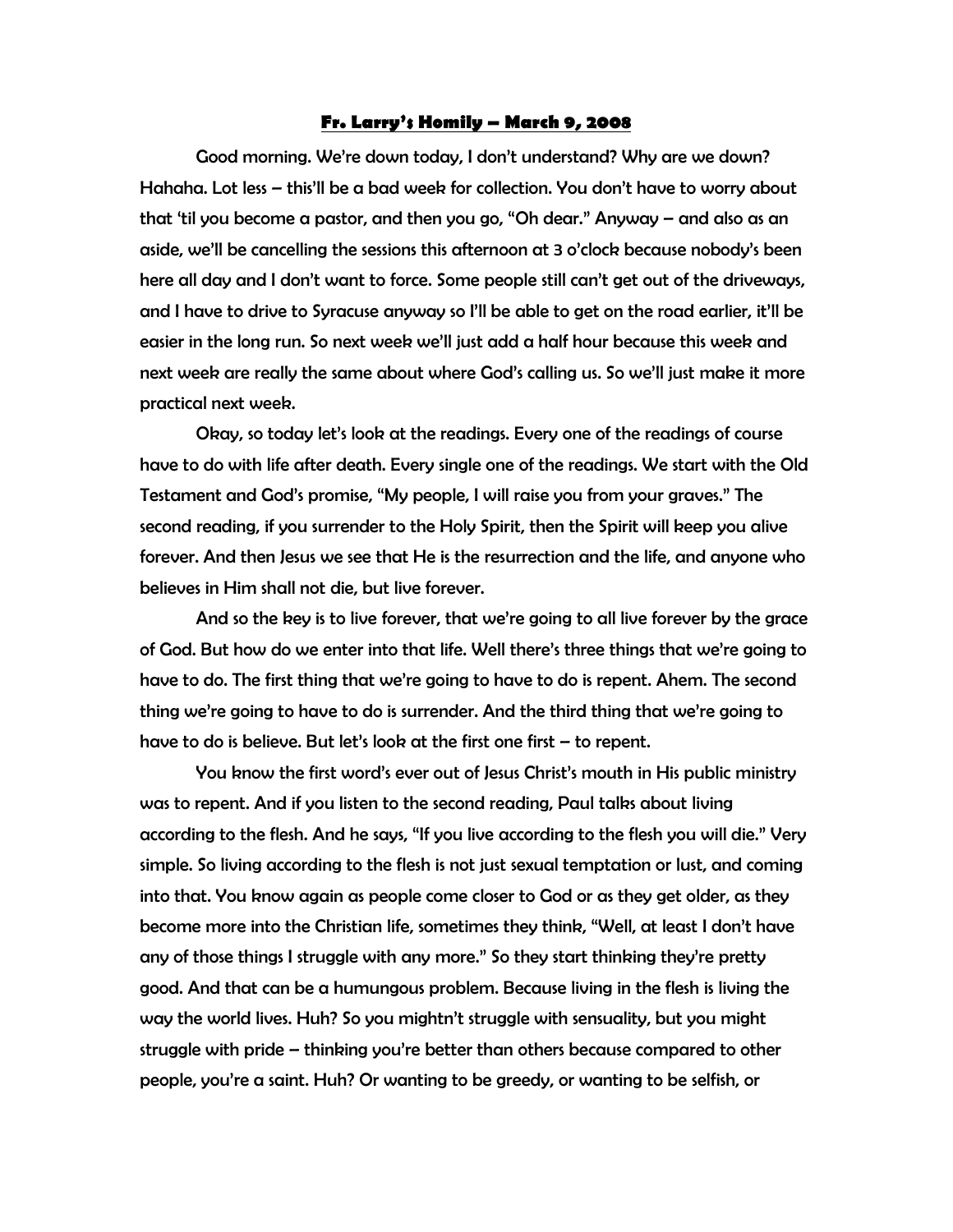# Fr. Larry's Homily – March 9, 2008

Good morning. We're down today, I don't understand? Why are we down? Hahaha. Lot less – this'll be a bad week for collection. You don't have to worry about that 'til you become a pastor, and then you go, "Oh dear." Anyway – and also as an aside, we'll be cancelling the sessions this afternoon at 3 o'clock because nobody's been here all day and I don't want to force. Some people still can't get out of the driveways, and I have to drive to Syracuse anyway so I'll be able to get on the road earlier, it'll be easier in the long run. So next week we'll just add a half hour because this week and next week are really the same about where God's calling us. So we'll just make it more practical next week.

Okay, so today let's look at the readings. Every one of the readings of course have to do with life after death. Every single one of the readings. We start with the Old Testament and God's promise, "My people, I will raise you from your graves." The second reading, if you surrender to the Holy Spirit, then the Spirit will keep you alive forever. And then Jesus we see that He is the resurrection and the life, and anyone who believes in Him shall not die, but live forever.

And so the key is to live forever, that we're going to all live forever by the grace of God. But how do we enter into that life. Well there's three things that we're going to have to do. The first thing that we're going to have to do is repent. Ahem. The second thing we're going to have to do is surrender. And the third thing that we're going to have to do is believe. But let's look at the first one first – to repent.

You know the first word's ever out of Jesus Christ's mouth in His public ministry was to repent. And if you listen to the second reading, Paul talks about living according to the flesh. And he says, "If you live according to the flesh you will die." Very simple. So living according to the flesh is not just sexual temptation or lust, and coming into that. You know again as people come closer to God or as they get older, as they become more into the Christian life, sometimes they think, "Well, at least I don't have any of those things I struggle with any more." So they start thinking they're pretty good. And that can be a humungous problem. Because living in the flesh is living the way the world lives. Huh? So you mightn't struggle with sensuality, but you might struggle with pride – thinking you're better than others because compared to other people, you're a saint. Huh? Or wanting to be greedy, or wanting to be selfish, or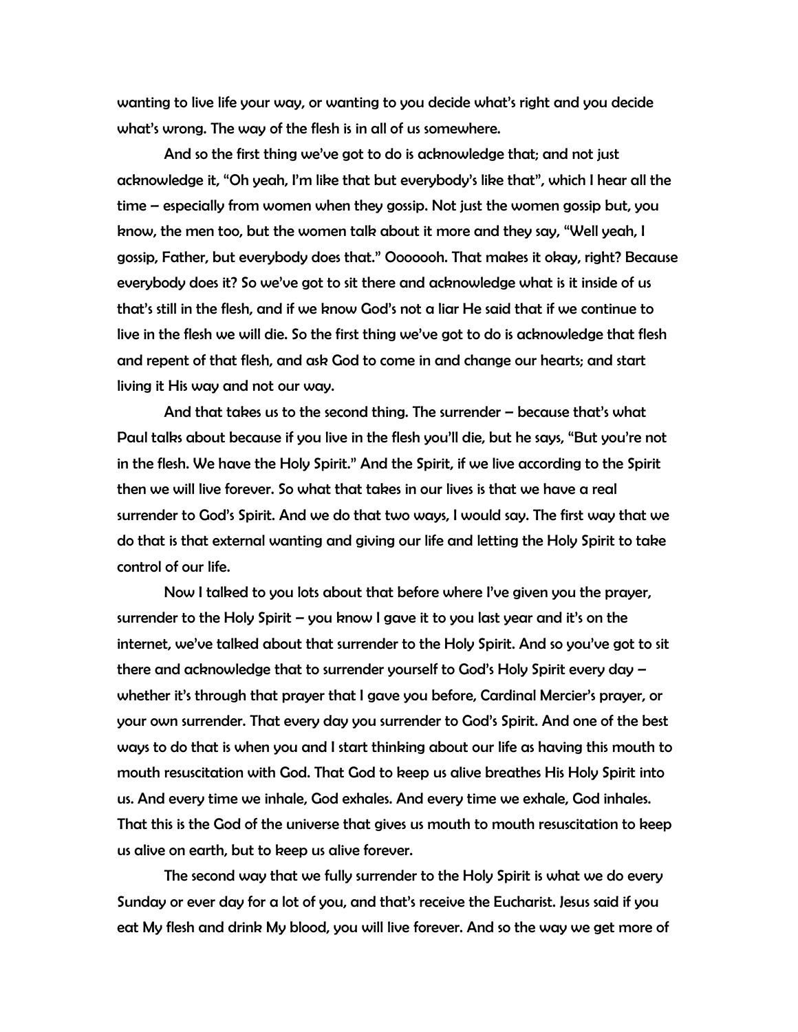wanting to live life your way, or wanting to you decide what's right and you decide what's wrong. The way of the flesh is in all of us somewhere.

And so the first thing we've got to do is acknowledge that; and not just acknowledge it, "Oh yeah, I'm like that but everybody's like that", which I hear all the time – especially from women when they gossip. Not just the women gossip but, you know, the men too, but the women talk about it more and they say, "Well yeah, I gossip, Father, but everybody does that." Ooooooh. That makes it okay, right? Because everybody does it? So we've got to sit there and acknowledge what is it inside of us that's still in the flesh, and if we know God's not a liar He said that if we continue to live in the flesh we will die. So the first thing we've got to do is acknowledge that flesh and repent of that flesh, and ask God to come in and change our hearts; and start living it His way and not our way.

And that takes us to the second thing. The surrender – because that's what Paul talks about because if you live in the flesh you'll die, but he says, "But you're not in the flesh. We have the Holy Spirit." And the Spirit, if we live according to the Spirit then we will live forever. So what that takes in our lives is that we have a real surrender to God's Spirit. And we do that two ways, I would say. The first way that we do that is that external wanting and giving our life and letting the Holy Spirit to take control of our life.

Now I talked to you lots about that before where I've given you the prayer, surrender to the Holy Spirit – you know I gave it to you last year and it's on the internet, we've talked about that surrender to the Holy Spirit. And so you've got to sit there and acknowledge that to surrender yourself to God's Holy Spirit every day – whether it's through that prayer that I gave you before, Cardinal Mercier's prayer, or your own surrender. That every day you surrender to God's Spirit. And one of the best ways to do that is when you and I start thinking about our life as having this mouth to mouth resuscitation with God. That God to keep us alive breathes His Holy Spirit into us. And every time we inhale, God exhales. And every time we exhale, God inhales. That this is the God of the universe that gives us mouth to mouth resuscitation to keep us alive on earth, but to keep us alive forever.

The second way that we fully surrender to the Holy Spirit is what we do every Sunday or ever day for a lot of you, and that's receive the Eucharist. Jesus said if you eat My flesh and drink My blood, you will live forever. And so the way we get more of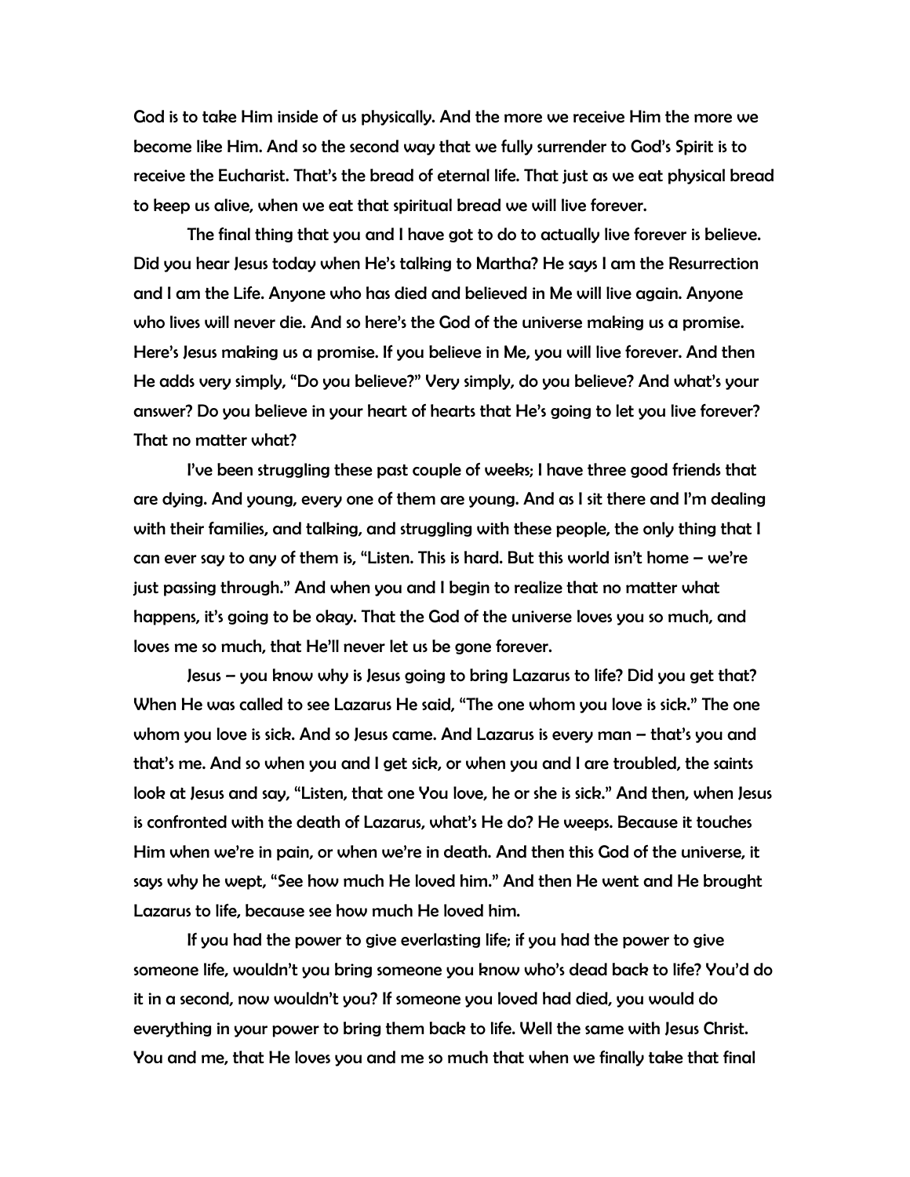God is to take Him inside of us physically. And the more we receive Him the more we become like Him. And so the second way that we fully surrender to God's Spirit is to receive the Eucharist. That's the bread of eternal life. That just as we eat physical bread to keep us alive, when we eat that spiritual bread we will live forever.

The final thing that you and I have got to do to actually live forever is believe. Did you hear Jesus today when He's talking to Martha? He says I am the Resurrection and I am the Life. Anyone who has died and believed in Me will live again. Anyone who lives will never die. And so here's the God of the universe making us a promise. Here's Jesus making us a promise. If you believe in Me, you will live forever. And then He adds very simply, "Do you believe?" Very simply, do you believe? And what's your answer? Do you believe in your heart of hearts that He's going to let you live forever? That no matter what?

I've been struggling these past couple of weeks; I have three good friends that are dying. And young, every one of them are young. And as I sit there and I'm dealing with their families, and talking, and struggling with these people, the only thing that I can ever say to any of them is, "Listen. This is hard. But this world isn't home – we're just passing through." And when you and I begin to realize that no matter what happens, it's going to be okay. That the God of the universe loves you so much, and loves me so much, that He'll never let us be gone forever.

Jesus – you know why is Jesus going to bring Lazarus to life? Did you get that? When He was called to see Lazarus He said, "The one whom you love is sick." The one whom you love is sick. And so Jesus came. And Lazarus is every man – that's you and that's me. And so when you and I get sick, or when you and I are troubled, the saints look at Jesus and say, "Listen, that one You love, he or she is sick." And then, when Jesus is confronted with the death of Lazarus, what's He do? He weeps. Because it touches Him when we're in pain, or when we're in death. And then this God of the universe, it says why he wept, "See how much He loved him." And then He went and He brought Lazarus to life, because see how much He loved him.

If you had the power to give everlasting life; if you had the power to give someone life, wouldn't you bring someone you know who's dead back to life? You'd do it in a second, now wouldn't you? If someone you loved had died, you would do everything in your power to bring them back to life. Well the same with Jesus Christ. You and me, that He loves you and me so much that when we finally take that final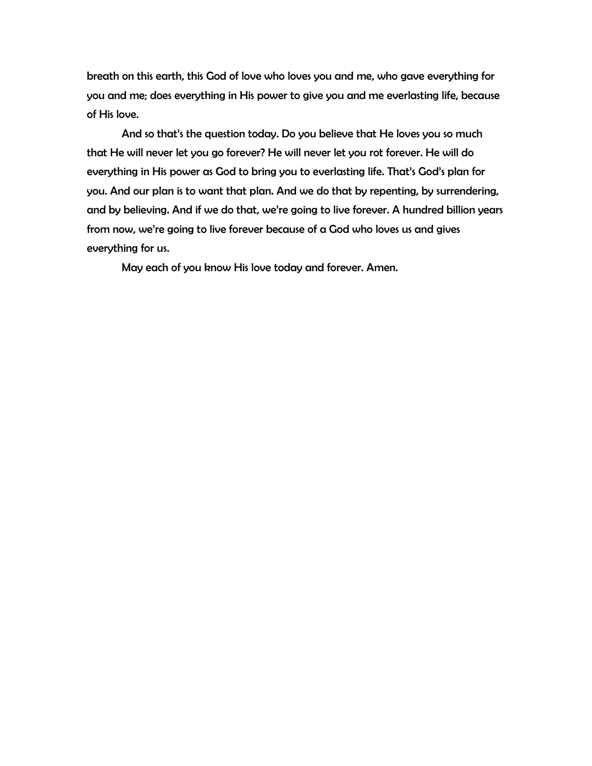breath on this earth, this God of love who loves you and me, who gave everything for you and me; does everything in His power to give you and me everlasting life, because of His love.

And so that's the question today. Do you believe that He loves you so much that He will never let you go forever? He will never let you rot forever. He will do everything in His power as God to bring you to everlasting life. That's God's plan for you. And our plan is to want that plan. And we do that by repenting, by surrendering, and by believing. And if we do that, we're going to live forever. A hundred billion years from now, we're going to live forever because of a God who loves us and gives everything for us.

May each of you know His love today and forever. Amen.